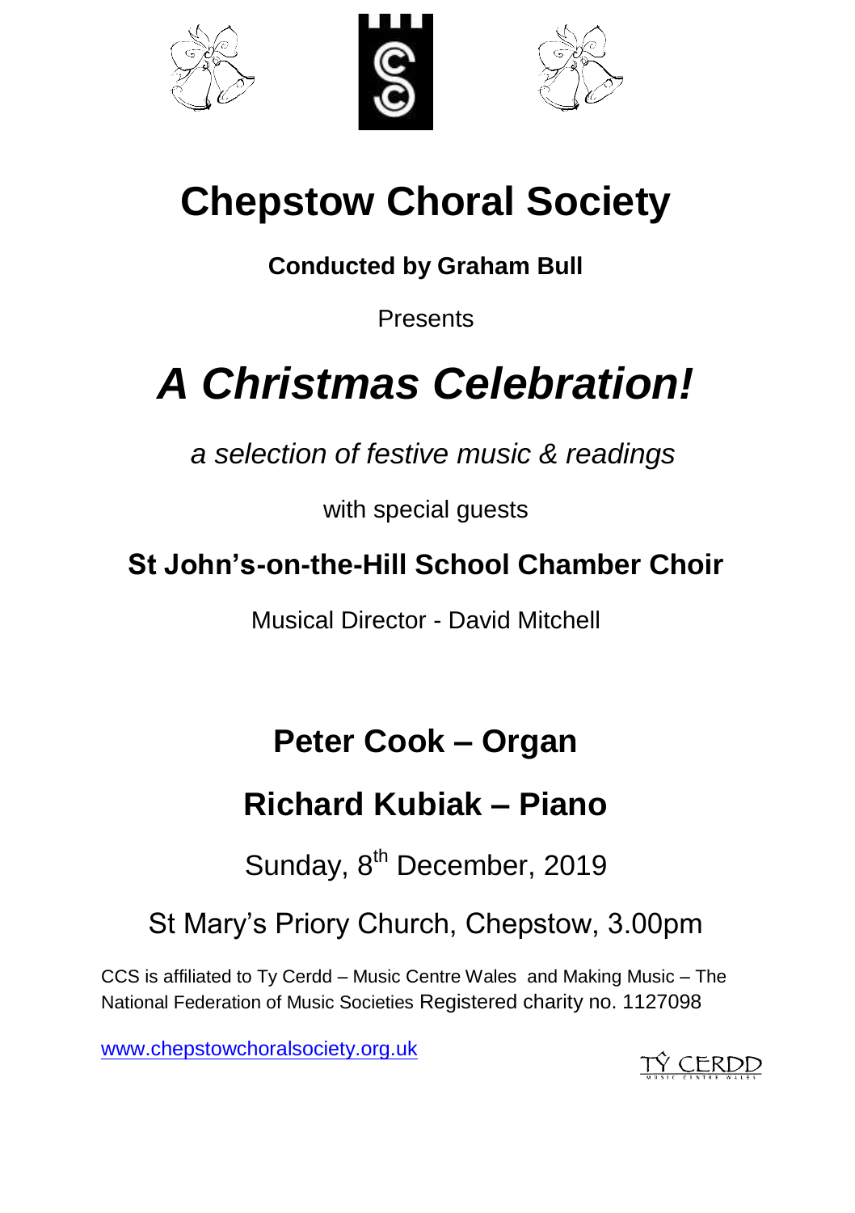# Chepstow Choral Society

**Conducted by Graham Bull**

Presents

# *A Christmas Celebration!*

*a selection of festive music & readings*

with special guests

## St John's-on-the-Hill School Chamber Choir

Musical Director - David Mitchell

## Peter Cook – Organ

## Richard Kubiak – Piano

Sunday, 8th December, 2019

St Mary's Priory Church, Chepstow, 3.00pm

CCS is affiliated to Ty Cerdd – Music Centre Wales and Making Music – The National Federation of Music Societies Registered charity no. 1127098

www.chepstowchoralsociety.org.uk

TŶ CERDD MUSIC CENTRE WALES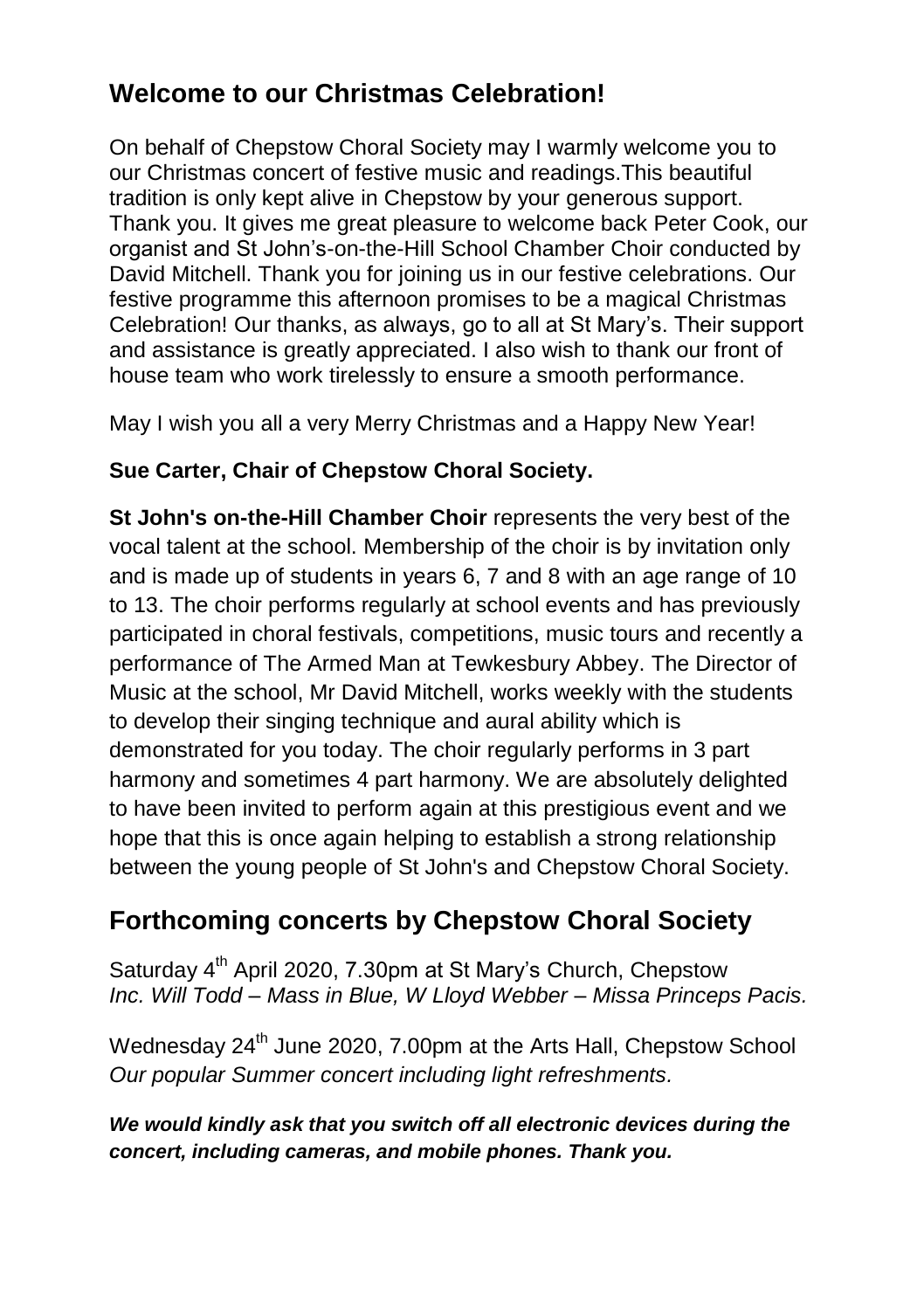## Welcome to our Christmas Celebration!

On behalf of Chepstow Choral Society may I warmly welcome you to our Christmas concert of festive music and readings.This beautiful tradition is only kept alive in Chepstow by your generous support. Thank you. It gives me great pleasure to welcome back Peter Cook, our organist and St John's-on-the-Hill School Chamber Choir conducted by David Mitchell. Thank you for joining us in our festive celebrations. Our festive programme this afternoon promises to be a magical Christmas Celebration! Our thanks, as always, go to all at St Mary's. Their support and assistance is greatly appreciated. I also wish to thank our front of house team who work tirelessly to ensure a smooth performance.

May I wish you all a very Merry Christmas and a Happy New Year!

**Sue Carter, Chair of Chepstow Choral Society.**

**St John's on-the-Hill Chamber Choir** represents the very best of the vocal talent at the school. Membership of the choir is by invitation only and is made up of students in years 6, 7 and 8 with an age range of 10 to 13. The choir performs regularly at school events and has previously participated in choral festivals, competitions, music tours and recently a performance of The Armed Man at Tewkesbury Abbey. The Director of Music at the school, Mr David Mitchell, works weekly with the students to develop their singing technique and aural ability which is demonstrated for you today. The choir regularly performs in 3 part harmony and sometimes 4 part harmony. We are absolutely delighted to have been invited to perform again at this prestigious event and we hope that this is once again helping to establish a strong relationship between the young people of St John's and Chepstow Choral Society.

## Forthcoming concerts by Chepstow Choral Society

Saturday 4th April 2020, 7.30pm at St Mary's Church, Chepstow
*Inc. Will Todd – Mass in Blue, W Lloyd Webber – Missa Princeps Pacis.*

Wednesday 24th June 2020, 7.00pm at the Arts Hall, Chepstow School
*Our popular Summer concert including light refreshments.*

***We would kindly ask that you switch off all electronic devices during the concert, including cameras, and mobile phones. Thank you.***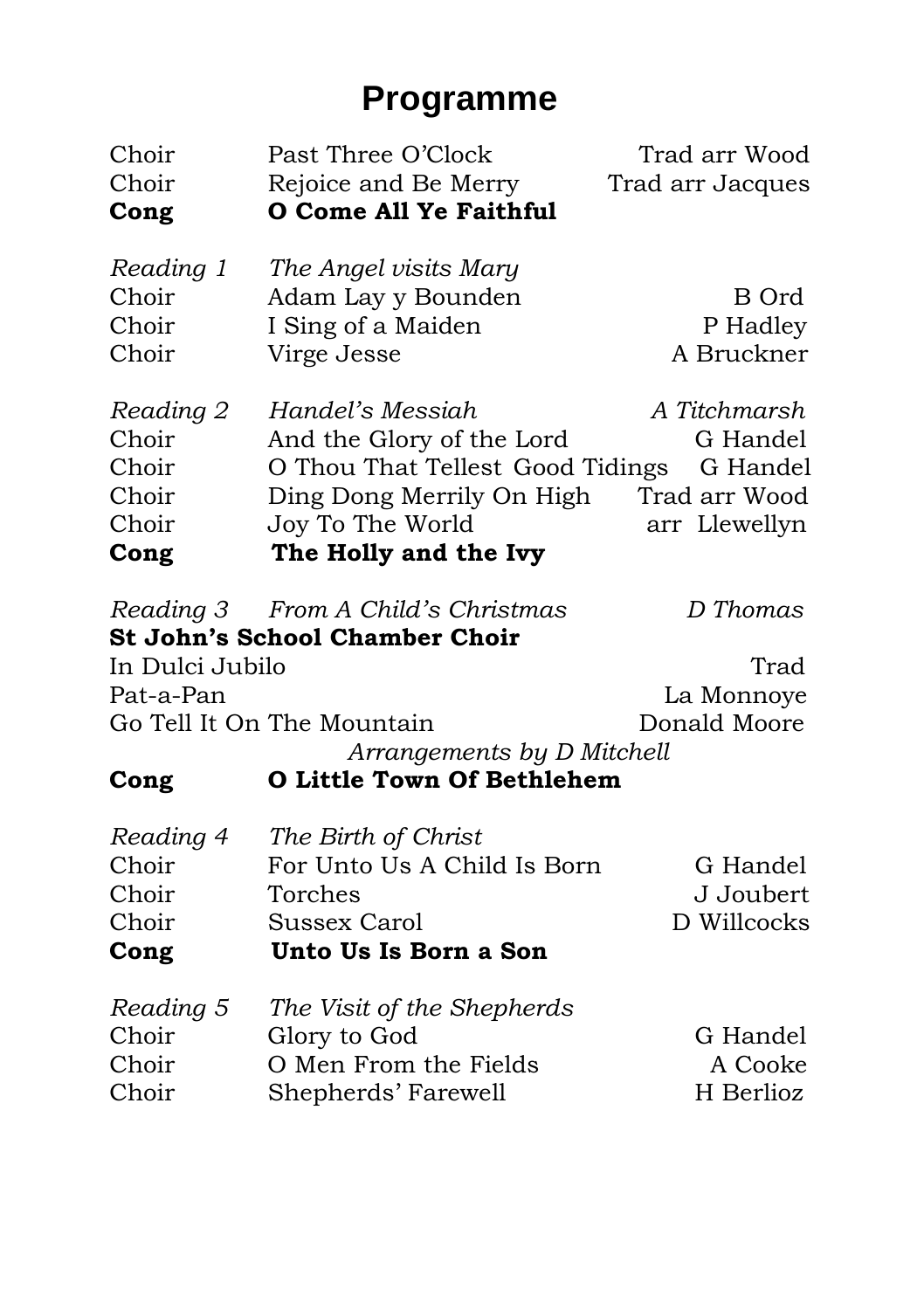# Programme

| | | |
|---|---|---|
| Choir | Past Three O'Clock | Trad arr Wood |
| Choir | Rejoice and Be Merry | Trad arr Jacques |
| **Cong** | **O Come All Ye Faithful** | |
| | | |
| *Reading 1* | *The Angel visits Mary* | |
| Choir | Adam Lay y Bounden | B Ord |
| Choir | I Sing of a Maiden | P Hadley |
| Choir | Virge Jesse | A Bruckner |
| | | |
| *Reading 2* | *Handel's Messiah* | *A Titchmarsh* |
| Choir | And the Glory of the Lord | G Handel |
| Choir | O Thou That Tellest Good Tidings | G Handel |
| Choir | Ding Dong Merrily On High | Trad arr Wood |
| Choir | Joy To The World | arr Llewellyn |
| **Cong** | **The Holly and the Ivy** | |
| | | |
| *Reading 3* | *From A Child's Christmas* | *D Thomas* |

**St John's School Chamber Choir**

| | |
|---|---|
| In Dulci Jubilo | Trad |
| Pat-a-Pan | La Monnoye |
| Go Tell It On The Mountain | Donald Moore |

*Arrangements by D Mitchell*

| | | |
|---|---|---|
| **Cong** | **O Little Town Of Bethlehem** | |
| | | |
| *Reading 4* | *The Birth of Christ* | |
| Choir | For Unto Us A Child Is Born | G Handel |
| Choir | Torches | J Joubert |
| Choir | Sussex Carol | D Willcocks |
| **Cong** | **Unto Us Is Born a Son** | |
| | | |
| *Reading 5* | *The Visit of the Shepherds* | |
| Choir | Glory to God | G Handel |
| Choir | O Men From the Fields | A Cooke |
| Choir | Shepherds' Farewell | H Berlioz |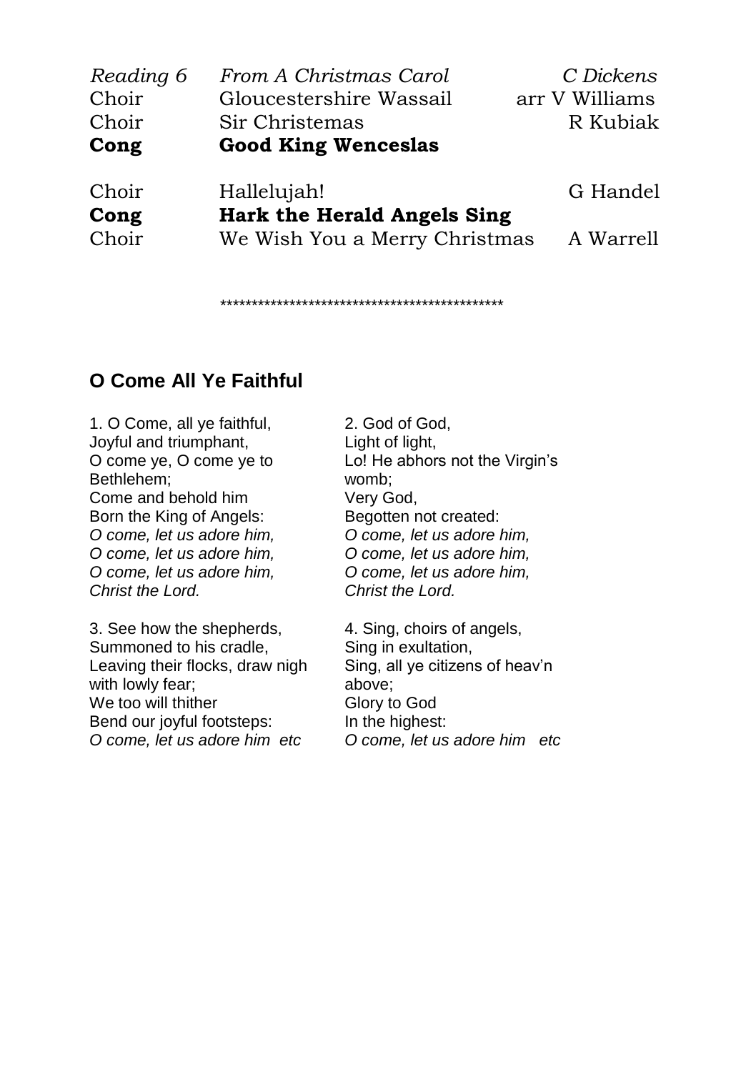| | | |
|---|---|---|
| *Reading 6* | *From A Christmas Carol* | *C Dickens* |
| Choir | Gloucestershire Wassail | arr V Williams |
| Choir | Sir Christemas | R Kubiak |
| **Cong** | **Good King Wenceslas** | |
| Choir | Hallelujah! | G Handel |
| **Cong** | **Hark the Herald Angels Sing** | |
| Choir | We Wish You a Merry Christmas | A Warrell |

***********************************************

## O Come All Ye Faithful

1. O Come, all ye faithful,
Joyful and triumphant,
O come ye, O come ye to Bethlehem;
Come and behold him
Born the King of Angels:
*O come, let us adore him,*
*O come, let us adore him,*
*O come, let us adore him,*
*Christ the Lord.*

2. God of God,
Light of light,
Lo! He abhors not the Virgin's womb;
Very God,
Begotten not created:
*O come, let us adore him,*
*O come, let us adore him,*
*O come, let us adore him,*
*Christ the Lord.*

3. See how the shepherds,
Summoned to his cradle,
Leaving their flocks, draw nigh with lowly fear;
We too will thither
Bend our joyful footsteps:
*O come, let us adore him etc*

4. Sing, choirs of angels,
Sing in exultation,
Sing, all ye citizens of heav'n above;
Glory to God
In the highest:
*O come, let us adore him etc*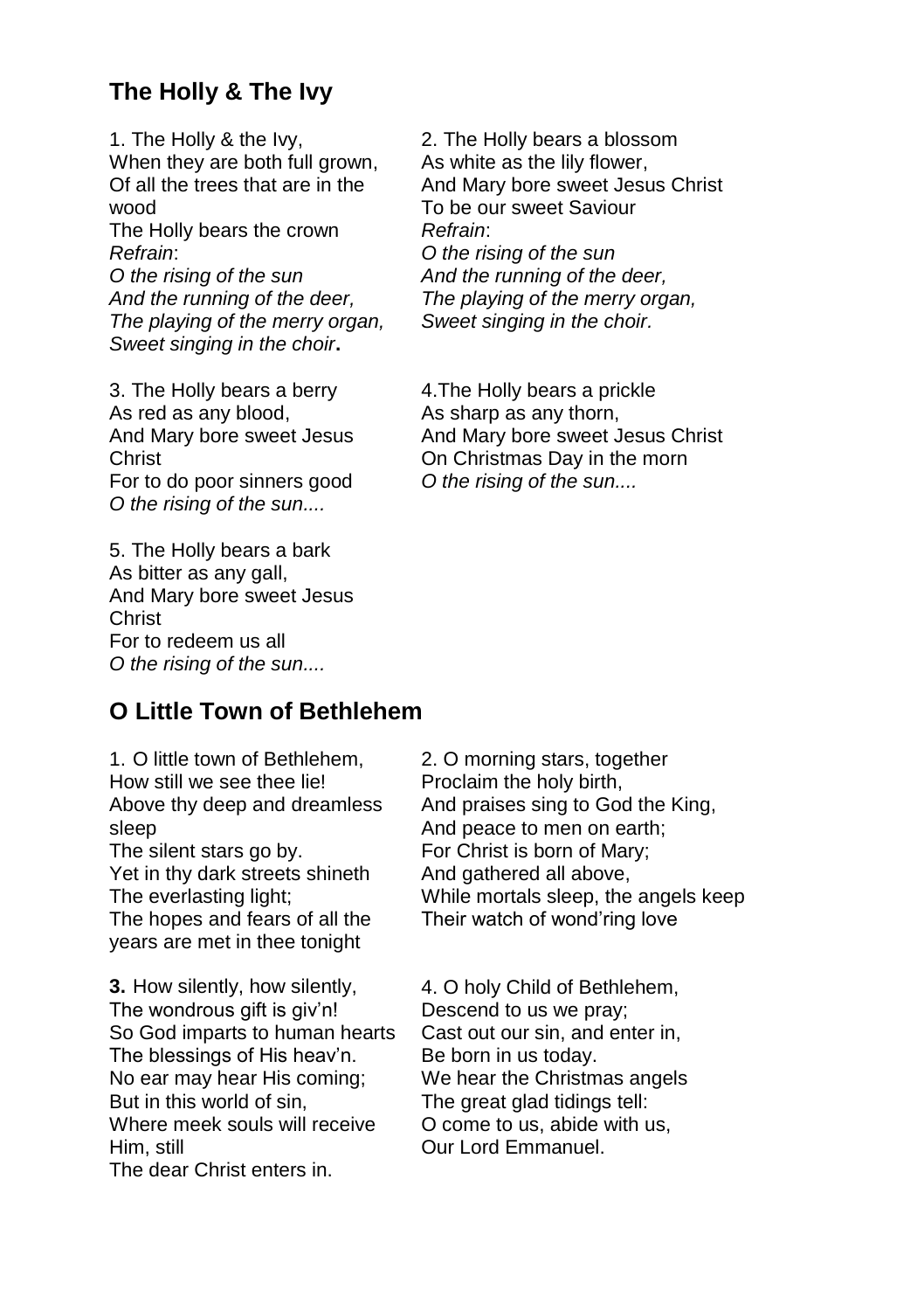## The Holly & The Ivy

1. The Holly & the Ivy,
When they are both full grown,
Of all the trees that are in the wood
The Holly bears the crown
*Refrain*:
*O the rising of the sun*
*And the running of the deer,*
*The playing of the merry organ,*
*Sweet singing in the choir***.**

2. The Holly bears a blossom
As white as the lily flower,
And Mary bore sweet Jesus Christ
To be our sweet Saviour
*Refrain*:
*O the rising of the sun*
*And the running of the deer,*
*The playing of the merry organ,*
*Sweet singing in the choir.*

3. The Holly bears a berry
As red as any blood,
And Mary bore sweet Jesus Christ
For to do poor sinners good
*O the rising of the sun....*

4.The Holly bears a prickle
As sharp as any thorn,
And Mary bore sweet Jesus Christ
On Christmas Day in the morn
*O the rising of the sun....*

5. The Holly bears a bark
As bitter as any gall,
And Mary bore sweet Jesus Christ
For to redeem us all
*O the rising of the sun....*

## O Little Town of Bethlehem

1. O little town of Bethlehem,
How still we see thee lie!
Above thy deep and dreamless sleep
The silent stars go by.
Yet in thy dark streets shineth
The everlasting light;
The hopes and fears of all the years are met in thee tonight

2. O morning stars, together
Proclaim the holy birth,
And praises sing to God the King,
And peace to men on earth;
For Christ is born of Mary;
And gathered all above,
While mortals sleep, the angels keep
Their watch of wond'ring love

**3.** How silently, how silently,
The wondrous gift is giv'n!
So God imparts to human hearts
The blessings of His heav'n.
No ear may hear His coming;
But in this world of sin,
Where meek souls will receive Him, still
The dear Christ enters in.

4. O holy Child of Bethlehem,
Descend to us we pray;
Cast out our sin, and enter in,
Be born in us today.
We hear the Christmas angels
The great glad tidings tell:
O come to us, abide with us,
Our Lord Emmanuel.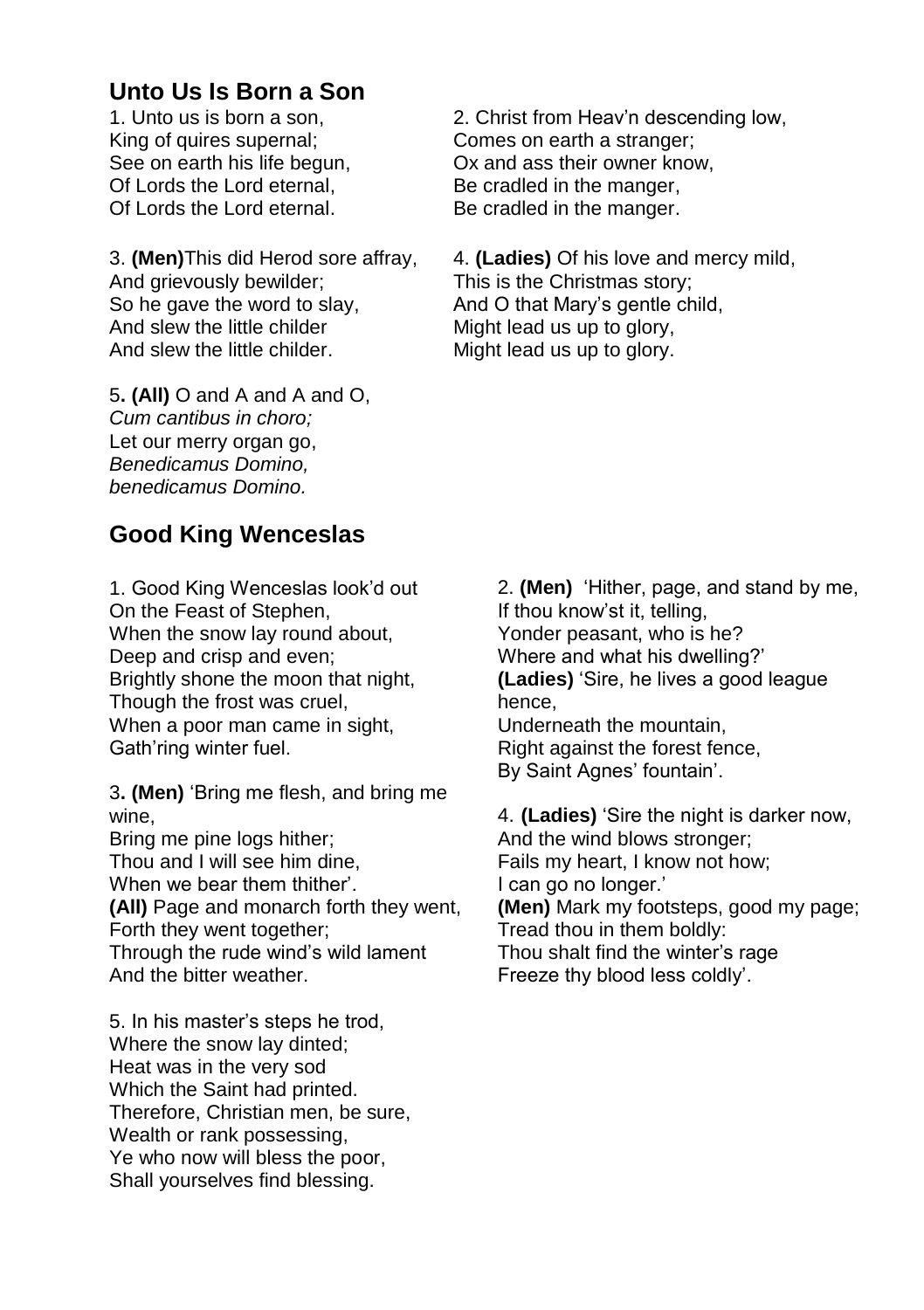## Unto Us Is Born a Son

1. Unto us is born a son,
King of quires supernal;
See on earth his life begun,
Of Lords the Lord eternal,
Of Lords the Lord eternal.

2. Christ from Heav'n descending low,
Comes on earth a stranger;
Ox and ass their owner know,
Be cradled in the manger,
Be cradled in the manger.

3. **(Men)**This did Herod sore affray,
And grievously bewilder;
So he gave the word to slay,
And slew the little childer
And slew the little childer.

4. **(Ladies)** Of his love and mercy mild,
This is the Christmas story;
And O that Mary's gentle child,
Might lead us up to glory,
Might lead us up to glory.

5**. (All)** O and A and A and O,
*Cum cantibus in choro;*
Let our merry organ go,
*Benedicamus Domino,*
*benedicamus Domino.*

## Good King Wenceslas

1. Good King Wenceslas look'd out
On the Feast of Stephen,
When the snow lay round about,
Deep and crisp and even;
Brightly shone the moon that night,
Though the frost was cruel,
When a poor man came in sight,
Gath'ring winter fuel.

2. **(Men)** 'Hither, page, and stand by me,
If thou know'st it, telling,
Yonder peasant, who is he?
Where and what his dwelling?'
**(Ladies)** 'Sire, he lives a good league hence,
Underneath the mountain,
Right against the forest fence,
By Saint Agnes' fountain'.

3**. (Men)** 'Bring me flesh, and bring me wine,
Bring me pine logs hither;
Thou and I will see him dine,
When we bear them thither'.
**(All)** Page and monarch forth they went,
Forth they went together;
Through the rude wind's wild lament
And the bitter weather.

4. **(Ladies)** 'Sire the night is darker now,
And the wind blows stronger;
Fails my heart, I know not how;
I can go no longer.'
**(Men)** Mark my footsteps, good my page;
Tread thou in them boldly:
Thou shalt find the winter's rage
Freeze thy blood less coldly'.

5. In his master's steps he trod,
Where the snow lay dinted;
Heat was in the very sod
Which the Saint had printed.
Therefore, Christian men, be sure,
Wealth or rank possessing,
Ye who now will bless the poor,
Shall yourselves find blessing.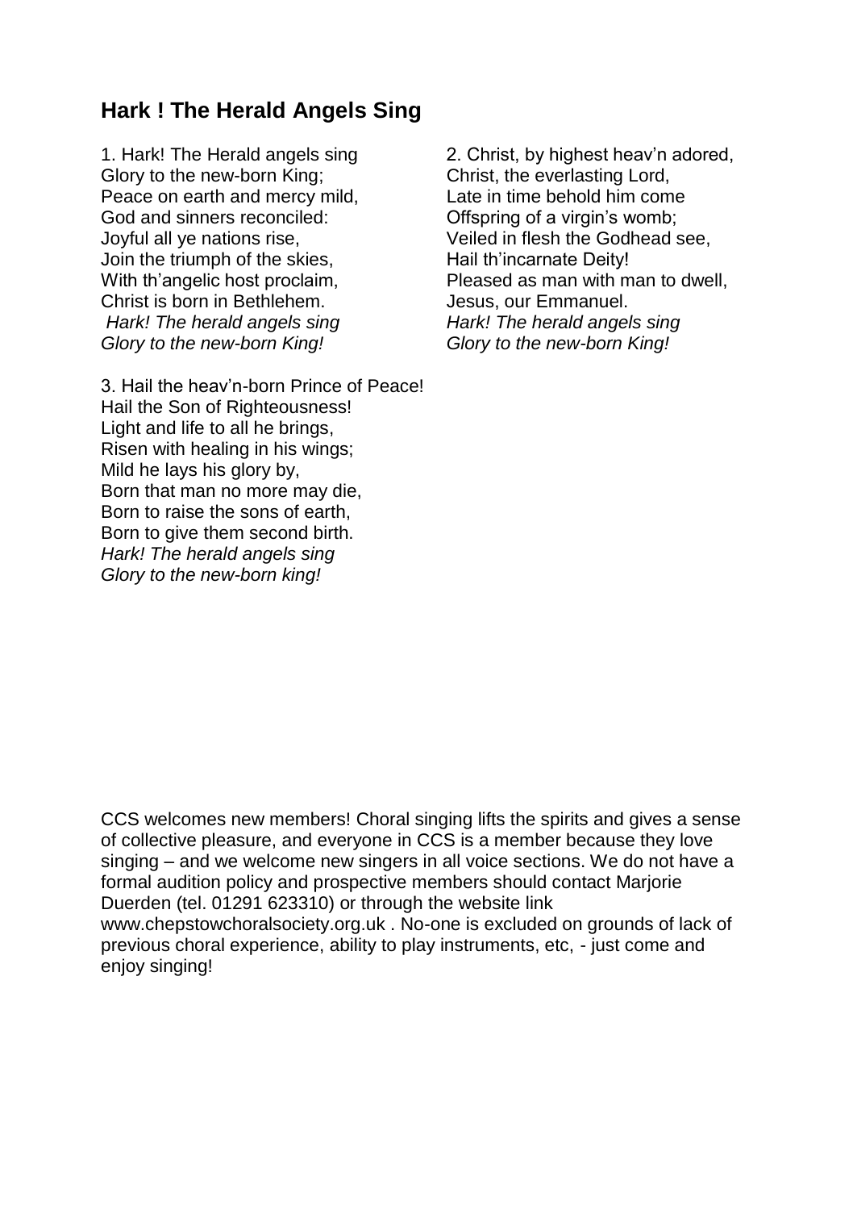## Hark ! The Herald Angels Sing

1. Hark! The Herald angels sing
Glory to the new-born King;
Peace on earth and mercy mild,
God and sinners reconciled:
Joyful all ye nations rise,
Join the triumph of the skies,
With th'angelic host proclaim,
Christ is born in Bethlehem.
*Hark! The herald angels sing*
*Glory to the new-born King!*

2. Christ, by highest heav'n adored,
Christ, the everlasting Lord,
Late in time behold him come
Offspring of a virgin's womb;
Veiled in flesh the Godhead see,
Hail th'incarnate Deity!
Pleased as man with man to dwell,
Jesus, our Emmanuel.
*Hark! The herald angels sing*
*Glory to the new-born King!*

3. Hail the heav'n-born Prince of Peace!
Hail the Son of Righteousness!
Light and life to all he brings,
Risen with healing in his wings;
Mild he lays his glory by,
Born that man no more may die,
Born to raise the sons of earth,
Born to give them second birth.
*Hark! The herald angels sing*
*Glory to the new-born king!*

CCS welcomes new members! Choral singing lifts the spirits and gives a sense of collective pleasure, and everyone in CCS is a member because they love singing – and we welcome new singers in all voice sections. We do not have a formal audition policy and prospective members should contact Marjorie Duerden (tel. 01291 623310) or through the website link www.chepstowchoralsociety.org.uk . No-one is excluded on grounds of lack of previous choral experience, ability to play instruments, etc, - just come and enjoy singing!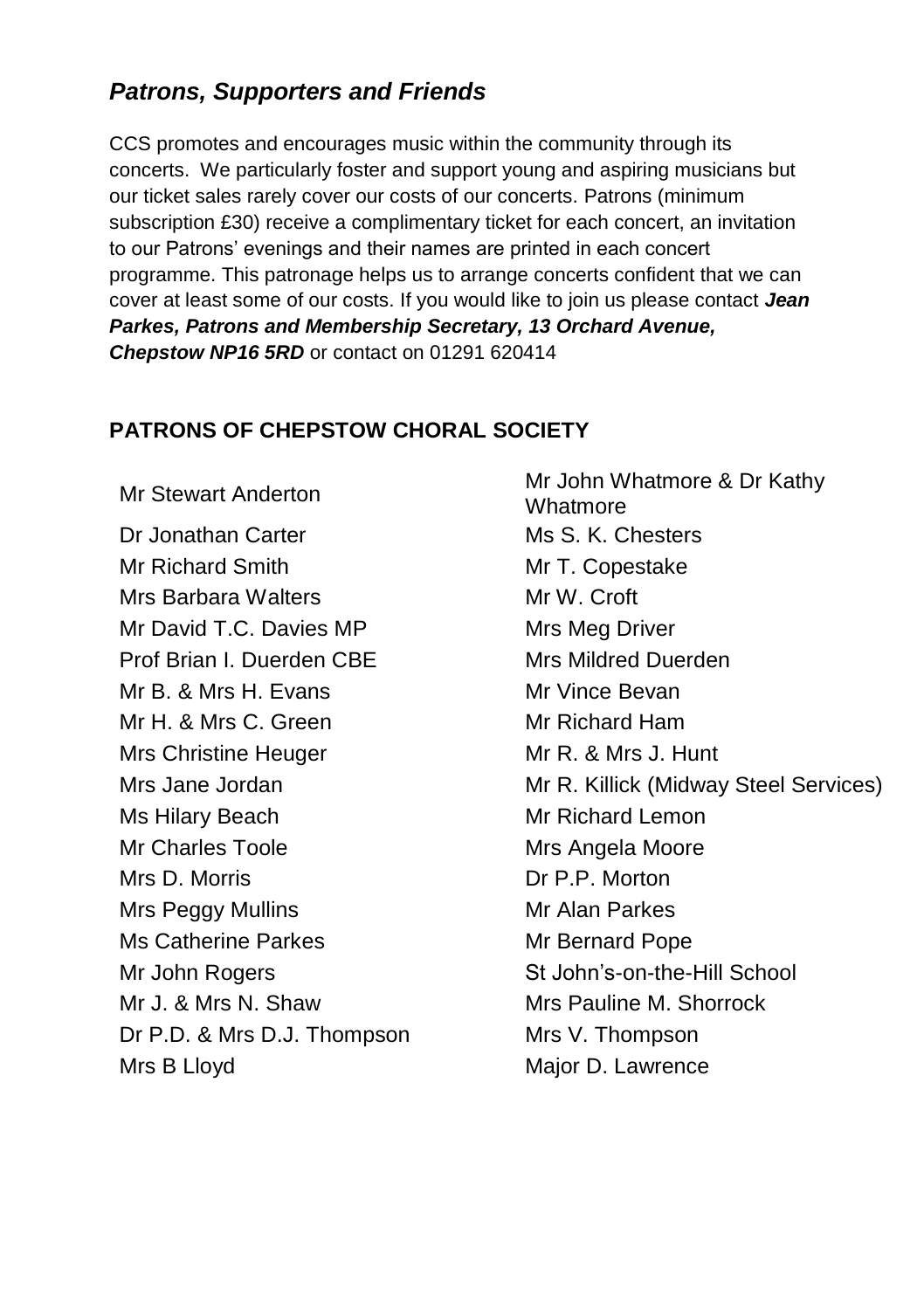## *Patrons, Supporters and Friends*

CCS promotes and encourages music within the community through its concerts. We particularly foster and support young and aspiring musicians but our ticket sales rarely cover our costs of our concerts. Patrons (minimum subscription £30) receive a complimentary ticket for each concert, an invitation to our Patrons' evenings and their names are printed in each concert programme. This patronage helps us to arrange concerts confident that we can cover at least some of our costs. If you would like to join us please contact ***Jean Parkes, Patrons and Membership Secretary, 13 Orchard Avenue, Chepstow NP16 5RD*** or contact on 01291 620414

### PATRONS OF CHEPSTOW CHORAL SOCIETY

| | |
|---|---|
| Mr Stewart Anderton | Mr John Whatmore & Dr Kathy Whatmore |
| Dr Jonathan Carter | Ms S. K. Chesters |
| Mr Richard Smith | Mr T. Copestake |
| Mrs Barbara Walters | Mr W. Croft |
| Mr David T.C. Davies MP | Mrs Meg Driver |
| Prof Brian I. Duerden CBE | Mrs Mildred Duerden |
| Mr B. & Mrs H. Evans | Mr Vince Bevan |
| Mr H. & Mrs C. Green | Mr Richard Ham |
| Mrs Christine Heuger | Mr R. & Mrs J. Hunt |
| Mrs Jane Jordan | Mr R. Killick (Midway Steel Services) |
| Ms Hilary Beach | Mr Richard Lemon |
| Mr Charles Toole | Mrs Angela Moore |
| Mrs D. Morris | Dr P.P. Morton |
| Mrs Peggy Mullins | Mr Alan Parkes |
| Ms Catherine Parkes | Mr Bernard Pope |
| Mr John Rogers | St John's-on-the-Hill School |
| Mr J. & Mrs N. Shaw | Mrs Pauline M. Shorrock |
| Dr P.D. & Mrs D.J. Thompson | Mrs V. Thompson |
| Mrs B Lloyd | Major D. Lawrence |